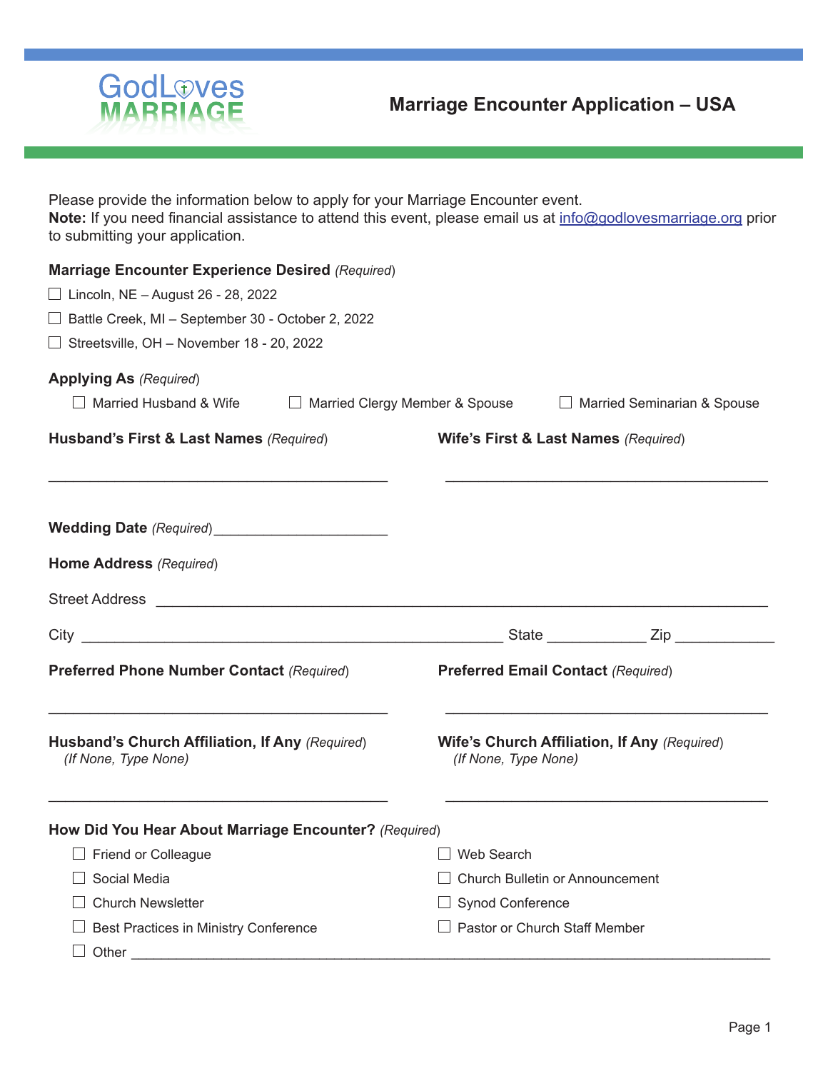GodLoves MARRIAGE

# Marriage Encounter Application – USA

Please provide the information below to apply for your Marriage Encounter event.
**Note:** If you need financial assistance to attend this event, please email us at info@godlovesmarriage.org prior to submitting your application.

**Marriage Encounter Experience Desired** *(Required)*

- ☐ Lincoln, NE – August 26 - 28, 2022
- ☐ Battle Creek, MI – September 30 - October 2, 2022
- ☐ Streetsville, OH – November 18 - 20, 2022

**Applying As** *(Required)*

☐ Married Husband & Wife ☐ Married Clergy Member & Spouse ☐ Married Seminarian & Spouse

**Husband's First & Last Names** *(Required)*

_________________________________________

**Wife's First & Last Names** *(Required)*

_________________________________________

**Wedding Date** *(Required)* _____________________

**Home Address** *(Required)*

Street Address ___________________________________________________________________________

City ___________________________________________________ State ____________ Zip ____________

**Preferred Phone Number Contact** *(Required)*

_________________________________________

**Preferred Email Contact** *(Required)*

_________________________________________

**Husband's Church Affiliation, If Any** *(Required)*
*(If None, Type None)*

_________________________________________

**Wife's Church Affiliation, If Any** *(Required)*
*(If None, Type None)*

_________________________________________

**How Did You Hear About Marriage Encounter?** *(Required)*

- ☐ Friend or Colleague
- ☐ Social Media
- ☐ Church Newsletter
- ☐ Best Practices in Ministry Conference
- ☐ Web Search
- ☐ Church Bulletin or Announcement
- ☐ Synod Conference
- ☐ Pastor or Church Staff Member
- ☐ Other ______________________________________________________________________________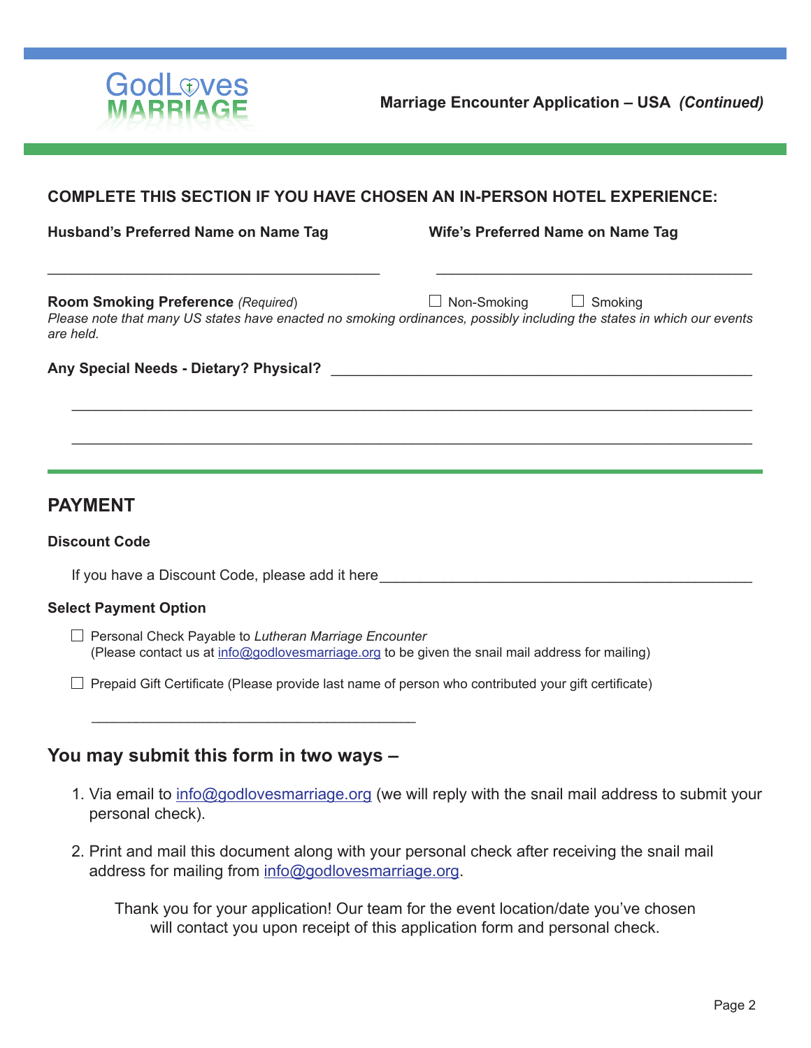**Marriage Encounter Application – USA *(Continued)***

**COMPLETE THIS SECTION IF YOU HAVE CHOSEN AN IN-PERSON HOTEL EXPERIENCE:**

**Husband's Preferred Name on Name Tag** ________________________

**Wife's Preferred Name on Name Tag** ________________________

**Room Smoking Preference** *(Required)* ☐ Non-Smoking ☐ Smoking

*Please note that many US states have enacted no smoking ordinances, possibly including the states in which our events are held.*

**Any Special Needs - Dietary? Physical?** ________________________________________________

________________________________________________

________________________________________________

## PAYMENT

**Discount Code**

If you have a Discount Code, please add it here________________________________________

**Select Payment Option**

☐ Personal Check Payable to *Lutheran Marriage Encounter*
(Please contact us at info@godlovesmarriage.org to be given the snail mail address for mailing)

☐ Prepaid Gift Certificate (Please provide last name of person who contributed your gift certificate)

________________________________________

## You may submit this form in two ways –

1. Via email to info@godlovesmarriage.org (we will reply with the snail mail address to submit your personal check).
2. Print and mail this document along with your personal check after receiving the snail mail address for mailing from info@godlovesmarriage.org.

Thank you for your application! Our team for the event location/date you've chosen will contact you upon receipt of this application form and personal check.